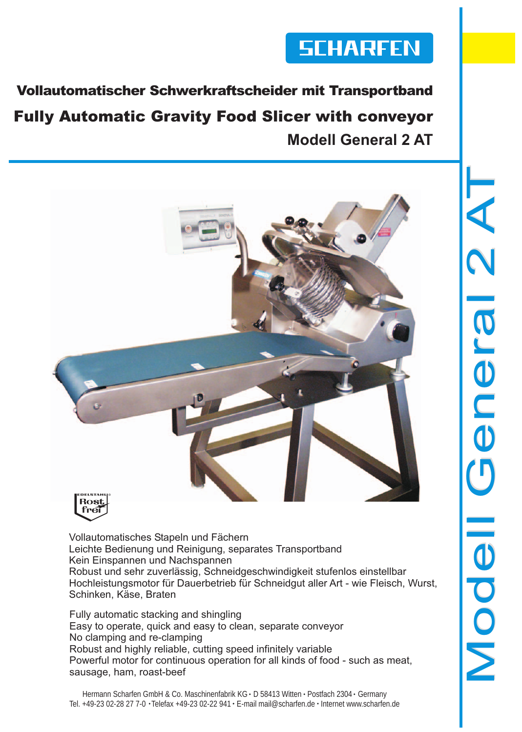SCHARFEN

# Vollautomatischer Schwerkraftscheider mit Transportband

# Fully Automatic Gravity Food Slicer with conveyor

## Modell General 2 AT

Modell General 2 AT

EDELSTAHL Rost frei

Vollautomatisches Stapeln und Fächern
Leichte Bedienung und Reinigung, separates Transportband
Kein Einspannen und Nachspannen
Robust und sehr zuverlässig, Schneidgeschwindigkeit stufenlos einstellbar
Hochleistungsmotor für Dauerbetrieb für Schneidgut aller Art - wie Fleisch, Wurst, Schinken, Käse, Braten

Fully automatic stacking and shingling
Easy to operate, quick and easy to clean, separate conveyor
No clamping and re-clamping
Robust and highly reliable, cutting speed infinitely variable
Powerful motor for continuous operation for all kinds of food - such as meat, sausage, ham, roast-beef

Hermann Scharfen GmbH & Co. Maschinenfabrik KG • D 58413 Witten • Postfach 2304 • Germany
Tel. +49-23 02-28 27 7-0 • Telefax +49-23 02-22 941 • E-mail mail@scharfen.de • Internet www.scharfen.de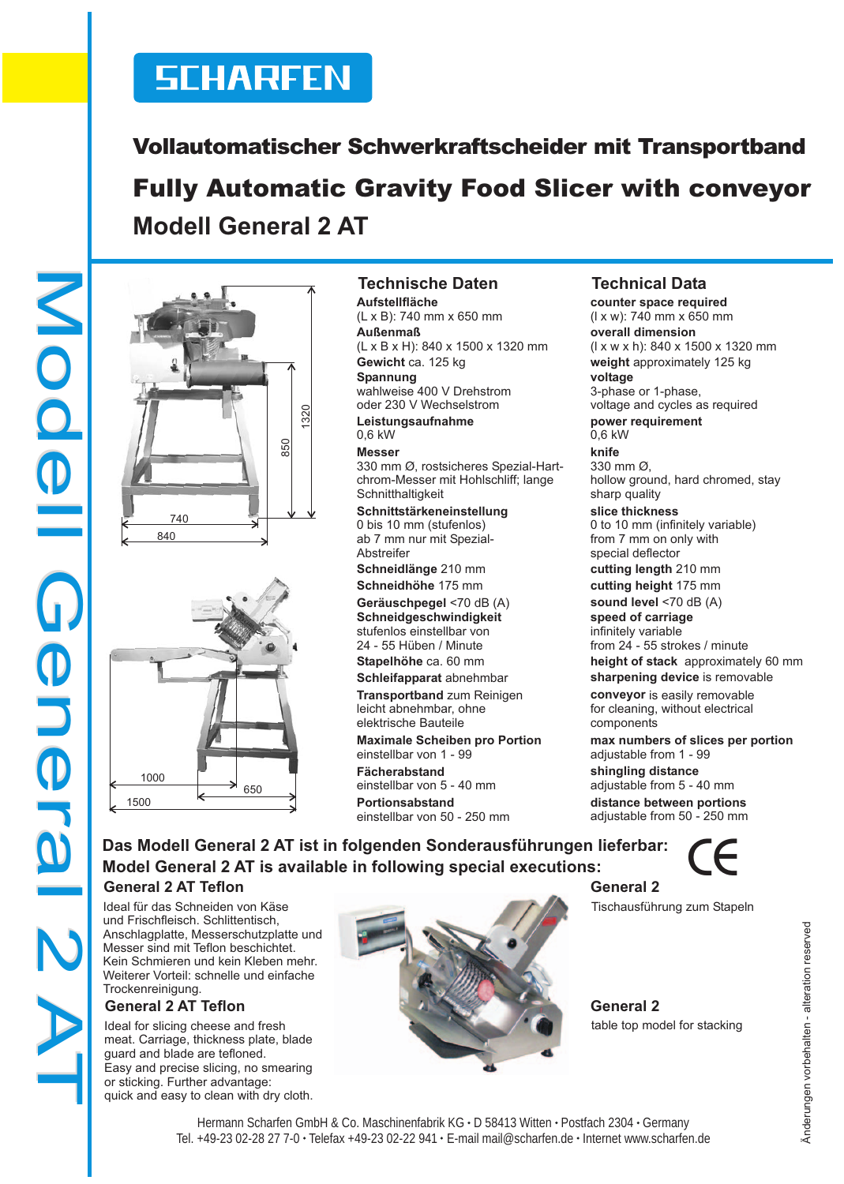SCHARFEN

# Vollautomatischer Schwerkraftscheider mit Transportband

# Fully Automatic Gravity Food Slicer with conveyor

## Modell General 2 AT

740
840
850
1320

1000
650
1500

### Technische Daten

**Aufstellfläche**
(L x B): 740 mm x 650 mm

**Außenmaß**
(L x B x H): 840 x 1500 x 1320 mm

**Gewicht** ca. 125 kg

**Spannung**
wahlweise 400 V Drehstrom
oder 230 V Wechselstrom

**Leistungsaufnahme**
0,6 kW

**Messer**
330 mm Ø, rostsicheres Spezial-Hartchrom-Messer mit Hohlschliff; lange Schnitthaltigkeit

**Schnittstärkeneinstellung**
0 bis 10 mm (stufenlos)
ab 7 mm nur mit Spezial-Abstreifer

**Schneidlänge** 210 mm

**Schneidhöhe** 175 mm

**Geräuschpegel** <70 dB (A)

**Schneidgeschwindigkeit**
stufenlos einstellbar von
24 - 55 Hüben / Minute

**Stapelhöhe** ca. 60 mm

**Schleifapparat** abnehmbar

**Transportband** zum Reinigen leicht abnehmbar, ohne elektrische Bauteile

**Maximale Scheiben pro Portion**
einstellbar von 1 - 99

**Fächerabstand**
einstellbar von 5 - 40 mm

**Portionsabstand**
einstellbar von 50 - 250 mm

### Technical Data

**counter space required**
(l x w): 740 mm x 650 mm

**overall dimension**
(l x w x h): 840 x 1500 x 1320 mm

**weight** approximately 125 kg

**voltage**
3-phase or 1-phase,
voltage and cycles as required

**power requirement**
0,6 kW

**knife**
330 mm Ø,
hollow ground, hard chromed, stay sharp quality

**slice thickness**
0 to 10 mm (infinitely variable)
from 7 mm on only with special deflector

**cutting length** 210 mm

**cutting height** 175 mm

**sound level** <70 dB (A)

**speed of carriage**
infinitely variable
from 24 - 55 strokes / minute

**height of stack** approximately 60 mm

**sharpening device** is removable

**conveyor** is easily removable for cleaning, without electrical components

**max numbers of slices per portion**
adjustable from 1 - 99

**shingling distance**
adjustable from 5 - 40 mm

**distance between portions**
adjustable from 50 - 250 mm

## Das Modell General 2 AT ist in folgenden Sonderausführungen lieferbar:
## Model General 2 AT is available in following special executions:

CE

### General 2 AT Teflon

Ideal für das Schneiden von Käse und Frischfleisch. Schlittentisch, Anschlagplatte, Messerschutzplatte und Messer sind mit Teflon beschichtet. Kein Schmieren und kein Kleben mehr. Weiterer Vorteil: schnelle und einfache Trockenreinigung.

### General 2 AT Teflon

Ideal for slicing cheese and fresh meat. Carriage, thickness plate, blade guard and blade are teflonedt. Easy and precise slicing, no smearing or sticking. Further advantage: quick and easy to clean with dry cloth.

### General 2

Tischausführung zum Stapeln

### General 2

table top model for stacking

Modell General 2 AT

Änderungen vorbehalten - alteration reserved

Hermann Scharfen GmbH & Co. Maschinenfabrik KG • D 58413 Witten • Postfach 2304 • Germany
Tel. +49-23 02-28 27 7-0 • Telefax +49-23 02-22 941 • E-mail mail@scharfen.de • Internet www.scharfen.de